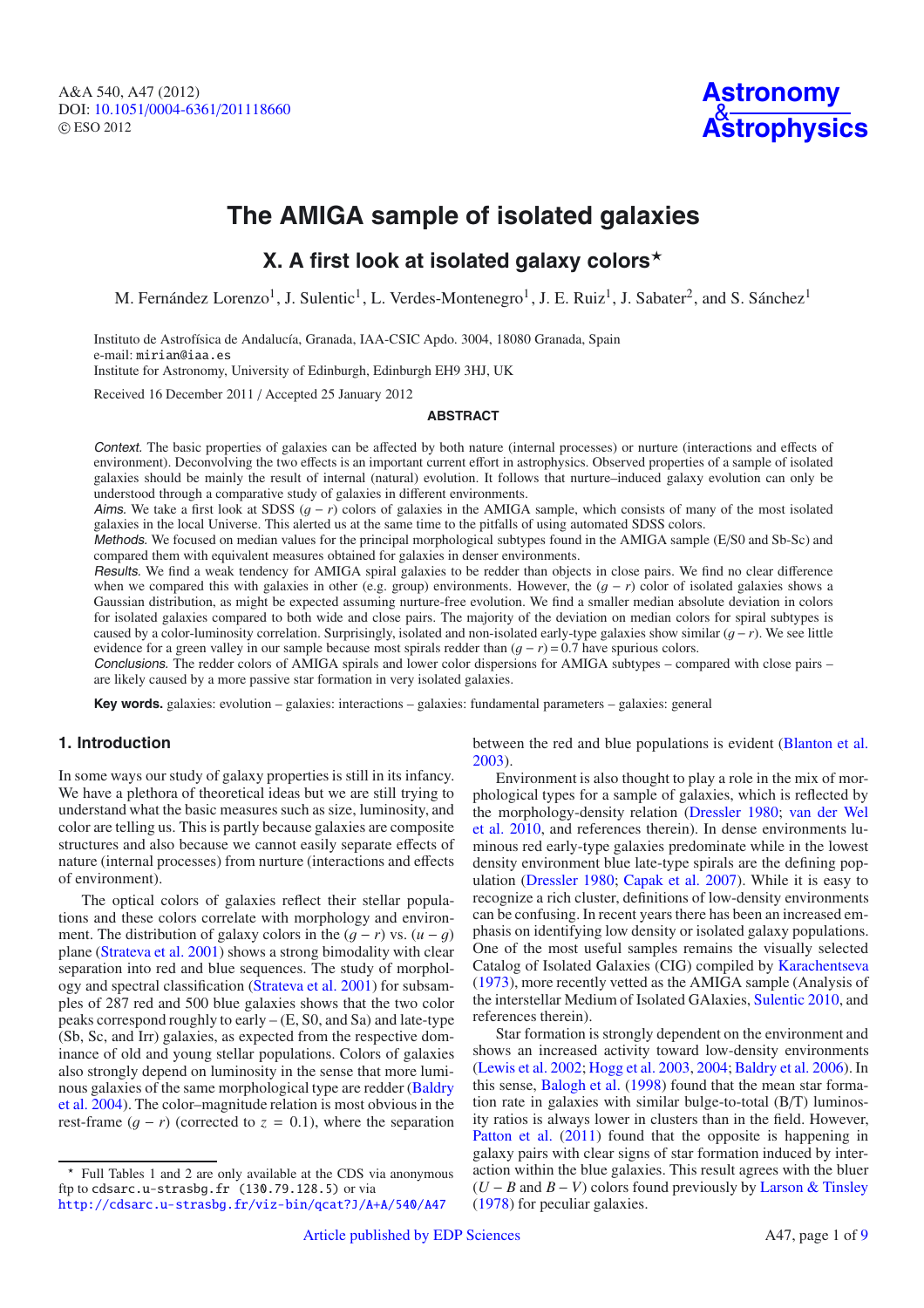# The AMIGA sample of isolated galaxies

## X. A first look at isolated galaxy colors[⋆]

M. Fernández Lorenzo[1], J. Sulentic[1], L. Verdes-Montenegro[1], J. E. Ruiz[1], J. Sabater[2], and S. Sánchez[1]

[1] Instituto de Astrofísica de Andalucía, Granada, IAA-CSIC Apdo. 3004, 18080 Granada, Spain
e-mail: mirian@iaa.es
[2] Institute for Astronomy, University of Edinburgh, Edinburgh EH9 3HJ, UK

Received 16 December 2011 / Accepted 25 January 2012

### ABSTRACT

*Context.* The basic properties of galaxies can be affected by both nature (internal processes) or nurture (interactions and effects of environment). Deconvolving the two effects is an important current effort in astrophysics. Observed properties of a sample of isolated galaxies should be mainly the result of internal (natural) evolution. It follows that nurture–induced galaxy evolution can only be understood through a comparative study of galaxies in different environments.

*Aims.* We take a first look at SDSS $(g - r)$ colors of galaxies in the AMIGA sample, which consists of many of the most isolated galaxies in the local Universe. This alerted us at the same time to the pitfalls of using automated SDSS colors.

*Methods.* We focused on median values for the principal morphological subtypes found in the AMIGA sample (E/S0 and Sb-Sc) and compared them with equivalent measures obtained for galaxies in denser environments.

*Results.* We find a weak tendency for AMIGA spiral galaxies to be redder than objects in close pairs. We find no clear difference when we compared this with galaxies in other (e.g. group) environments. However, the $(g - r)$ color of isolated galaxies shows a Gaussian distribution, as might be expected assuming nurture-free evolution. We find a smaller median absolute deviation in colors for isolated galaxies compared to both wide and close pairs. The majority of the deviation on median colors for spiral subtypes is caused by a color-luminosity correlation. Surprisingly, isolated and non-isolated early-type galaxies show similar $(g - r)$. We see little evidence for a green valley in our sample because most spirals redder than $(g - r) = 0.7$ have spurious colors.

*Conclusions.* The redder colors of AMIGA spirals and lower color dispersions for AMIGA subtypes – compared with close pairs – are likely caused by a more passive star formation in very isolated galaxies.

**Key words.** galaxies: evolution – galaxies: interactions – galaxies: fundamental parameters – galaxies: general

## 1. Introduction

In some ways our study of galaxy properties is still in its infancy. We have a plethora of theoretical ideas but we are still trying to understand what the basic measures such as size, luminosity, and color are telling us. This is partly because galaxies are composite structures and also because we cannot easily separate effects of nature (internal processes) from nurture (interactions and effects of environment).

The optical colors of galaxies reflect their stellar populations and these colors correlate with morphology and environment. The distribution of galaxy colors in the $(g - r)$ vs. $(u - g)$ plane (Strateva et al. 2001) shows a strong bimodality with clear separation into red and blue sequences. The study of morphology and spectral classification (Strateva et al. 2001) for subsamples of 287 red and 500 blue galaxies shows that the two color peaks correspond roughly to early – (E, S0, and Sa) and late-type (Sb, Sc, and Irr) galaxies, as expected from the respective dominance of old and young stellar populations. Colors of galaxies also strongly depend on luminosity in the sense that more luminous galaxies of the same morphological type are redder (Baldry et al. 2004). The color–magnitude relation is most obvious in the rest-frame $(g - r)$ (corrected to $z = 0.1$), where the separation between the red and blue populations is evident (Blanton et al. 2003).

Environment is also thought to play a role in the mix of morphological types for a sample of galaxies, which is reflected by the morphology-density relation (Dressler 1980; van der Wel et al. 2010, and references therein). In dense environments luminous red early-type galaxies predominate while in the lowest density environment blue late-type spirals are the defining population (Dressler 1980; Capak et al. 2007). While it is easy to recognize a rich cluster, definitions of low-density environments can be confusing. In recent years there has been an increased emphasis on identifying low density or isolated galaxy populations. One of the most useful samples remains the visually selected Catalog of Isolated Galaxies (CIG) compiled by Karachentseva (1973), more recently vetted as the AMIGA sample (Analysis of the interstellar Medium of Isolated GAlaxies, Sulentic 2010, and references therein).

Star formation is strongly dependent on the environment and shows an increased activity toward low-density environments (Lewis et al. 2002; Hogg et al. 2003, 2004; Baldry et al. 2006). In this sense, Balogh et al. (1998) found that the mean star formation rate in galaxies with similar bulge-to-total (B/T) luminosity ratios is always lower in clusters than in the field. However, Patton et al. (2011) found that the opposite is happening in galaxy pairs with clear signs of star formation induced by interaction within the blue galaxies. This result agrees with the bluer $(U - B$ and $B - V)$ colors found previously by Larson & Tinsley (1978) for peculiar galaxies.

[⋆] Full Tables 1 and 2 are only available at the CDS via anonymous ftp to cdsarc.u-strasbg.fr (130.79.128.5) or via http://cdsarc.u-strasbg.fr/viz-bin/qcat?J/A+A/540/A47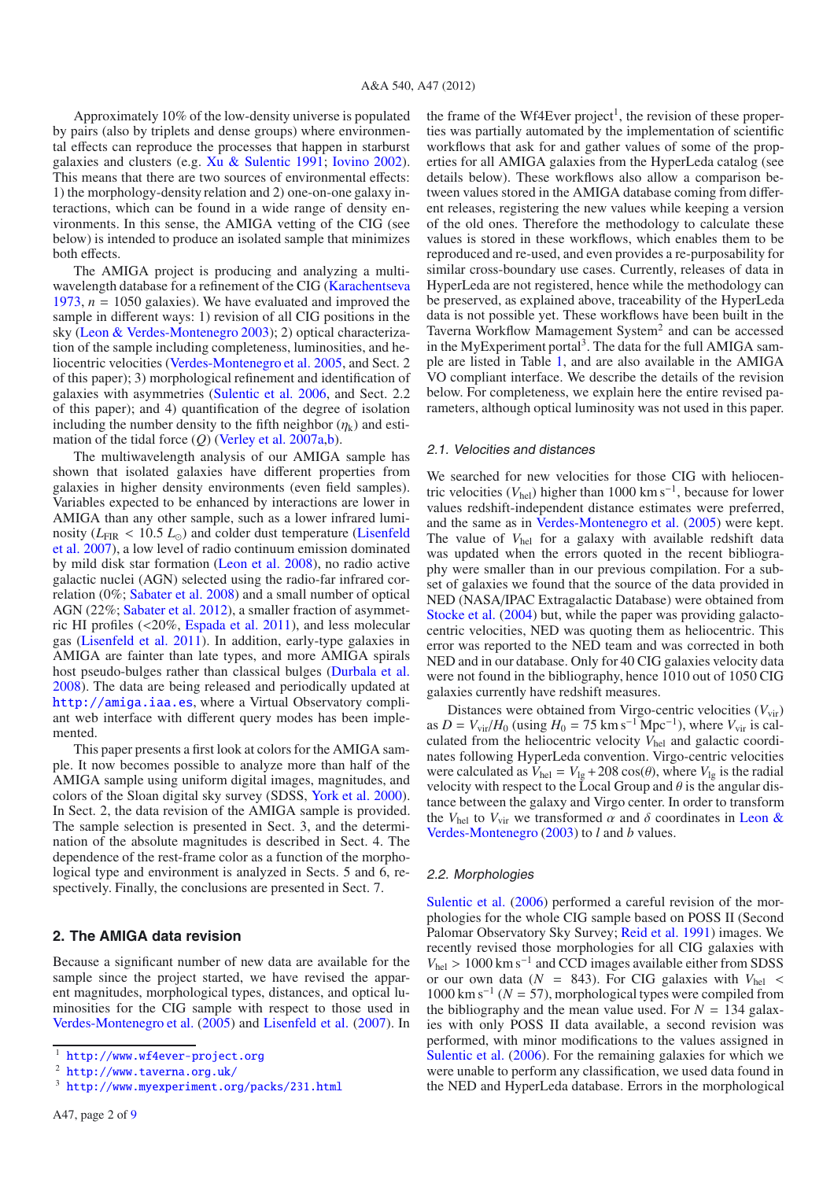Approximately 10% of the low-density universe is populated by pairs (also by triplets and dense groups) where environmental effects can reproduce the processes that happen in starburst galaxies and clusters (e.g. Xu & Sulentic 1991; Iovino 2002). This means that there are two sources of environmental effects: 1) the morphology-density relation and 2) one-on-one galaxy interactions, which can be found in a wide range of density environments. In this sense, the AMIGA vetting of the CIG (see below) is intended to produce an isolated sample that minimizes both effects.

The AMIGA project is producing and analyzing a multiwavelength database for a refinement of the CIG (Karachentseva 1973, $n$ = 1050 galaxies). We have evaluated and improved the sample in different ways: 1) revision of all CIG positions in the sky (Leon & Verdes-Montenegro 2003); 2) optical characterization of the sample including completeness, luminosities, and heliocentric velocities (Verdes-Montenegro et al. 2005, and Sect. 2 of this paper); 3) morphological refinement and identification of galaxies with asymmetries (Sulentic et al. 2006, and Sect. 2.2 of this paper); and 4) quantification of the degree of isolation including the number density to the fifth neighbor ($\eta_k$) and estimation of the tidal force ($Q$) (Verley et al. 2007a,b).

The multiwavelength analysis of our AMIGA sample has shown that isolated galaxies have different properties from galaxies in higher density environments (even field samples). Variables expected to be enhanced by interactions are lower in AMIGA than any other sample, such as a lower infrared luminosity ($L_{\rm FIR} < 10.5\ L_{\odot}$) and colder dust temperature (Lisenfeld et al. 2007), a low level of radio continuum emission dominated by mild disk star formation (Leon et al. 2008), no radio active galactic nuclei (AGN) selected using the radio-far infrared correlation (0%; Sabater et al. 2008) and a small number of optical AGN (22%; Sabater et al. 2012), a smaller fraction of asymmetric HI profiles (<20%, Espada et al. 2011), and less molecular gas (Lisenfeld et al. 2011). In addition, early-type galaxies in AMIGA are fainter than late types, and more AMIGA spirals host pseudo-bulges rather than classical bulges (Durbala et al. 2008). The data are being released and periodically updated at http://amiga.iaa.es, where a Virtual Observatory compliant web interface with different query modes has been implemented.

This paper presents a first look at colors for the AMIGA sample. It now becomes possible to analyze more than half of the AMIGA sample using uniform digital images, magnitudes, and colors of the Sloan digital sky survey (SDSS, York et al. 2000). In Sect. 2, the data revision of the AMIGA sample is provided. The sample selection is presented in Sect. 3, and the determination of the absolute magnitudes is described in Sect. 4. The dependence of the rest-frame color as a function of the morphological type and environment is analyzed in Sects. 5 and 6, respectively. Finally, the conclusions are presented in Sect. 7.

## 2. The AMIGA data revision

Because a significant number of new data are available for the sample since the project started, we have revised the apparent magnitudes, morphological types, distances, and optical luminosities for the CIG sample with respect to those used in Verdes-Montenegro et al. (2005) and Lisenfeld et al. (2007). In the frame of the Wf4Ever project[1], the revision of these properties was partially automated by the implementation of scientific workflows that ask for and gather values of some of the properties for all AMIGA galaxies from the HyperLeda catalog (see details below). These workflows also allow a comparison between values stored in the AMIGA database coming from different releases, registering the new values while keeping a version of the old ones. Therefore the methodology to calculate these values is stored in these workflows, which enables them to be reproduced and re-used, and even provides a re-purposability for similar cross-boundary use cases. Currently, releases of data in HyperLeda are not registered, hence while the methodology can be preserved, as explained above, traceability of the HyperLeda data is not possible yet. These workflows have been built in the Taverna Workflow Mamagement System[2] and can be accessed in the MyExperiment portal[3]. The data for the full AMIGA sample are listed in Table 1, and are also available in the AMIGA VO compliant interface. We describe the details of the revision below. For completeness, we explain here the entire revised parameters, although optical luminosity was not used in this paper.

### 2.1. Velocities and distances

We searched for new velocities for those CIG with heliocentric velocities ($V_{\rm hel}$) higher than 1000 km s$^{-1}$, because for lower values redshift-independent distance estimates were preferred, and the same as in Verdes-Montenegro et al. (2005) were kept. The value of $V_{\rm hel}$ for a galaxy with available redshift data was updated when the errors quoted in the recent bibliography were smaller than in our previous compilation. For a subset of galaxies we found that the source of the data provided in NED (NASA/IPAC Extragalactic Database) were obtained from Stocke et al. (2004) but, while the paper was providing galactocentric velocities, NED was quoting them as heliocentric. This error was reported to the NED team and was corrected in both NED and in our database. Only for 40 CIG galaxies velocity data were not found in the bibliography, hence 1010 out of 1050 CIG galaxies currently have redshift measures.

Distances were obtained from Virgo-centric velocities ($V_{\rm vir}$) as $D = V_{\rm vir}/H_0$ (using $H_0$ = 75 km s$^{-1}$ Mpc$^{-1}$), where $V_{\rm vir}$ is calculated from the heliocentric velocity $V_{\rm hel}$ and galactic coordinates following HyperLeda convention. Virgo-centric velocities were calculated as $V_{\rm hel} = V_{\rm lg} + 208\cos(\theta)$, where $V_{\rm lg}$ is the radial velocity with respect to the Local Group and $\theta$ is the angular distance between the galaxy and Virgo center. In order to transform the $V_{\rm hel}$ to $V_{\rm vir}$ we transformed $\alpha$ and $\delta$ coordinates in Leon & Verdes-Montenegro (2003) to $l$ and $b$ values.

### 2.2. Morphologies

Sulentic et al. (2006) performed a careful revision of the morphologies for the whole CIG sample based on POSS II (Second Palomar Observatory Sky Survey; Reid et al. 1991) images. We recently revised those morphologies for all CIG galaxies with $V_{\rm hel}$ > 1000 km s$^{-1}$ and CCD images available either from SDSS or our own data ($N$ = 843). For CIG galaxies with $V_{\rm hel}$ < 1000 km s$^{-1}$ ($N$ = 57), morphological types were compiled from the bibliography and the mean value used. For $N$ = 134 galaxies with only POSS II data available, a second revision was performed, with minor modifications to the values assigned in Sulentic et al. (2006). For the remaining galaxies for which we were unable to perform any classification, we used data found in the NED and HyperLeda database. Errors in the morphological

[1] http://www.wf4ever-project.org
[2] http://www.taverna.org.uk/
[3] http://www.myexperiment.org/packs/231.html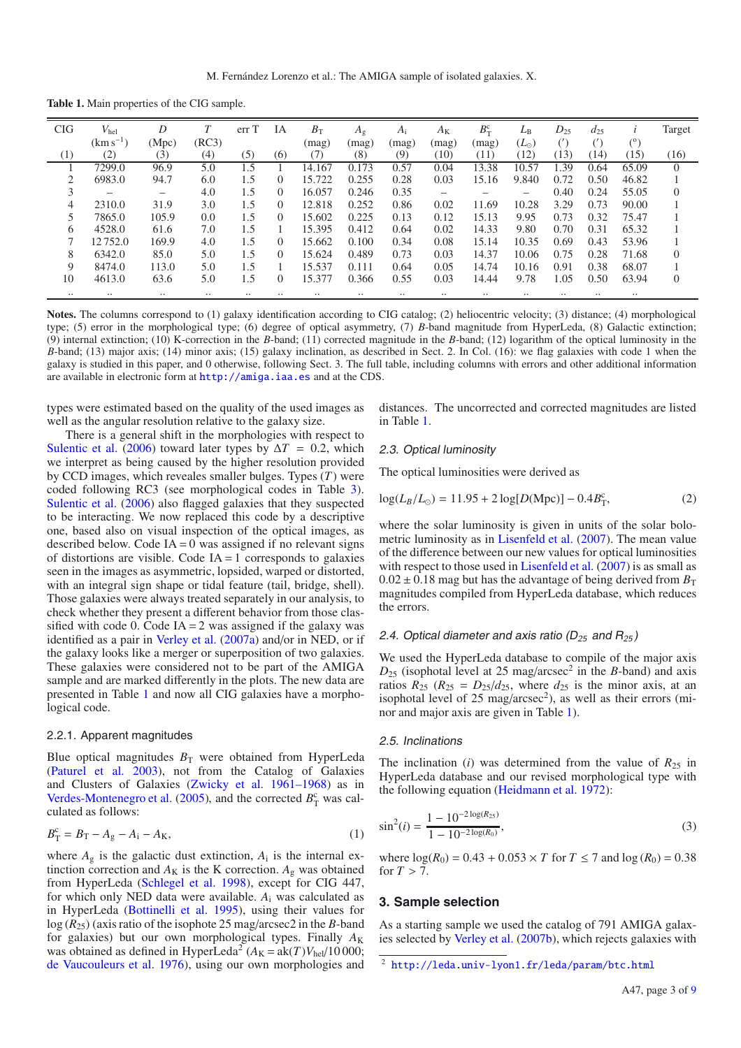**Table 1.** Main properties of the CIG sample.

| CIG | $V_{hel}$ | $D$ | $T$ | err T | IA | $B_T$ | $A_g$ | $A_i$ | $A_K$ | $B_T^c$ | $L_B$ | $D_{25}$ | $d_{25}$ | $i$ | Target |
|---|---|---|---|---|---|---|---|---|---|---|---|---|---|---|---|
| | (km s$^{-1}$) | (Mpc) | (RC3) | | | (mag) | (mag) | (mag) | (mag) | (mag) | ($L_{\odot}$) | (′) | (′) | (°) | |
| (1) | (2) | (3) | (4) | (5) | (6) | (7) | (8) | (9) | (10) | (11) | (12) | (13) | (14) | (15) | (16) |
| 1 | 7299.0 | 96.9 | 5.0 | 1.5 | 1 | 14.167 | 0.173 | 0.57 | 0.04 | 13.38 | 10.57 | 1.39 | 0.64 | 65.09 | 0 |
| 2 | 6983.0 | 94.7 | 6.0 | 1.5 | 0 | 15.722 | 0.255 | 0.28 | 0.03 | 15.16 | 9.840 | 0.72 | 0.50 | 46.82 | 1 |
| 3 | – | – | 4.0 | 1.5 | 0 | 16.057 | 0.246 | 0.35 | – | – | – | 0.40 | 0.24 | 55.05 | 0 |
| 4 | 2310.0 | 31.9 | 3.0 | 1.5 | 0 | 12.818 | 0.252 | 0.86 | 0.02 | 11.69 | 10.28 | 3.29 | 0.73 | 90.00 | 1 |
| 5 | 7865.0 | 105.9 | 0.0 | 1.5 | 0 | 15.602 | 0.225 | 0.13 | 0.12 | 15.13 | 9.95 | 0.73 | 0.32 | 75.47 | 1 |
| 6 | 4528.0 | 61.6 | 7.0 | 1.5 | 1 | 15.395 | 0.412 | 0.64 | 0.02 | 14.33 | 9.80 | 0.70 | 0.31 | 65.32 | 1 |
| 7 | 12 752.0 | 169.9 | 4.0 | 1.5 | 0 | 15.662 | 0.100 | 0.34 | 0.08 | 15.14 | 10.35 | 0.69 | 0.43 | 53.96 | 1 |
| 8 | 6342.0 | 85.0 | 5.0 | 1.5 | 0 | 15.624 | 0.489 | 0.73 | 0.03 | 14.37 | 10.06 | 0.75 | 0.28 | 71.68 | 0 |
| 9 | 8474.0 | 113.0 | 5.0 | 1.5 | 1 | 15.537 | 0.111 | 0.64 | 0.05 | 14.74 | 10.16 | 0.91 | 0.38 | 68.07 | 1 |
| 10 | 4613.0 | 63.6 | 5.0 | 1.5 | 0 | 15.377 | 0.366 | 0.55 | 0.03 | 14.44 | 9.78 | 1.05 | 0.50 | 63.94 | 0 |
| .. | .. | .. | .. | .. | .. | .. | .. | .. | .. | .. | .. | .. | .. | .. | .. |

**Notes.** The columns correspond to (1) galaxy identification according to CIG catalog; (2) heliocentric velocity; (3) distance; (4) morphological type; (5) error in the morphological type; (6) degree of optical asymmetry, (7) $B$-band magnitude from HyperLeda, (8) Galactic extinction; (9) internal extinction; (10) K-correction in the $B$-band; (11) corrected magnitude in the $B$-band; (12) logarithm of the optical luminosity in the $B$-band; (13) major axis; (14) minor axis; (15) galaxy inclination, as described in Sect. 2. In Col. (16): we flag galaxies with code 1 when the galaxy is studied in this paper, and 0 otherwise, following Sect. 3. The full table, including columns with errors and other additional information are available in electronic form at http://amiga.iaa.es and at the CDS.

types were estimated based on the quality of the used images as well as the angular resolution relative to the galaxy size.

There is a general shift in the morphologies with respect to Sulentic et al. (2006) toward later types by $\Delta T = 0.2$, which we interpret as being caused by the higher resolution provided by CCD images, which reveals smaller bulges. Types ($T$) were coded following RC3 (see morphological codes in Table 3). Sulentic et al. (2006) also flagged galaxies that they suspected to be interacting. We now replaced this code by a descriptive one, based also on visual inspection of the optical images, as described below. Code IA = 0 was assigned if no relevant signs of distortions are visible. Code IA = 1 corresponds to galaxies seen in the images as asymmetric, lopsided, warped or distorted, with an integral sign shape or tidal feature (tail, bridge, shell). Those galaxies were always treated separately in our analysis, to check whether they present a different behavior from those classified with code 0. Code IA = 2 was assigned if the galaxy was identified as a pair in Verley et al. (2007a) and/or in NED, or if the galaxy looks like a merger or superposition of two galaxies. These galaxies were considered not to be part of the AMIGA sample and are marked differently in the plots. The new data are presented in Table 1 and now all CIG galaxies have a morphological code.

### 2.2.1. Apparent magnitudes

Blue optical magnitudes $B_T$ were obtained from HyperLeda (Paturel et al. 2003), not from the Catalog of Galaxies and Clusters of Galaxies (Zwicky et al. 1961–1968) as in Verdes-Montenegro et al. (2005), and the corrected $B_T^c$ was calculated as follows:

$$B_T^c = B_T - A_g - A_i - A_K, \tag{1}$$

where $A_g$ is the galactic dust extinction, $A_i$ is the internal extinction correction and $A_K$ is the K correction. $A_g$ was obtained from HyperLeda (Schlegel et al. 1998), except for CIG 447, for which only NED data were available. $A_i$ was calculated as in HyperLeda (Bottinelli et al. 1995), using their values for $\log(R_{25})$ (axis ratio of the isophote 25 mag/arcsec2 in the $B$-band for galaxies) but our own morphological types. Finally $A_K$ was obtained as defined in HyperLeda[2] ($A_K = ak(T)V_{hel}/10\,000$; de Vaucouleurs et al. 1976), using our own morphologies and distances. The uncorrected and corrected magnitudes are listed in Table 1.

### 2.3. Optical luminosity

The optical luminosities were derived as

$$\log(L_B/L_{\odot}) = 11.95 + 2\log[D(\mathrm{Mpc})] - 0.4B_T^c, \tag{2}$$

where the solar luminosity is given in units of the solar bolometric luminosity as in Lisenfeld et al. (2007). The mean value of the difference between our new values for optical luminosities with respect to those used in Lisenfeld et al. (2007) is as small as $0.02 \pm 0.18$ mag but has the advantage of being derived from $B_T$ magnitudes compiled from HyperLeda database, which reduces the errors.

### 2.4. Optical diameter and axis ratio ($D_{25}$ and $R_{25}$)

We used the HyperLeda database to compile of the major axis $D_{25}$ (isophotal level at 25 mag/arcsec$^2$ in the $B$-band) and axis ratios $R_{25}$ ($R_{25} = D_{25}/d_{25}$, where $d_{25}$ is the minor axis, at an isophotal level of 25 mag/arcsec$^2$), as well as their errors (minor and major axis are given in Table 1).

### 2.5. Inclinations

The inclination ($i$) was determined from the value of $R_{25}$ in HyperLeda database and our revised morphological type with the following equation (Heidmann et al. 1972):

$$\sin^2(i) = \frac{1 - 10^{-2\log(R_{25})}}{1 - 10^{-2\log(R_0)}}, \tag{3}$$

where $\log(R_0) = 0.43 + 0.053 \times T$ for $T \leq 7$ and $\log(R_0) = 0.38$ for $T > 7$.

## 3. Sample selection

As a starting sample we used the catalog of 791 AMIGA galaxies selected by Verley et al. (2007b), which rejects galaxies with

[2] http://leda.univ-lyon1.fr/leda/param/btc.html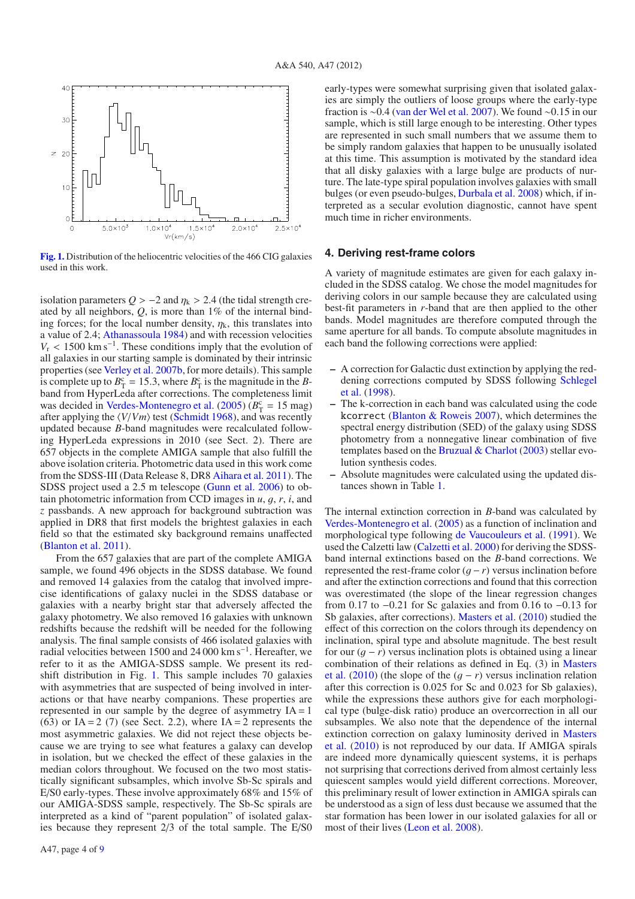**Fig. 1.** Distribution of the heliocentric velocities of the 466 CIG galaxies used in this work.

isolation parameters $Q > -2$ and $\eta_k > 2.4$ (the tidal strength created by all neighbors, $Q$, is more than 1% of the internal binding forces; for the local number density, $\eta_k$, this translates into a value of 2.4; Athanassoula 1984) and with recession velocities $V_r < 1500$ km s$^{-1}$. These conditions imply that the evolution of all galaxies in our starting sample is dominated by their intrinsic properties (see Verley et al. 2007b, for more details). This sample is complete up to $B_T^c = 15.3$, where $B_T^c$ is the magnitude in the $B$-band from HyperLeda after corrections. The completeness limit was decided in Verdes-Montenegro et al. (2005) ($B_T^c = 15$ mag) after applying the $\langle V/Vm \rangle$ test (Schmidt 1968), and was recently updated because $B$-band magnitudes were recalculated following HyperLeda expressions in 2010 (see Sect. 2). There are 657 objects in the complete AMIGA sample that also fulfill the above isolation criteria. Photometric data used in this work come from the SDSS-III (Data Release 8, DR8 Aihara et al. 2011). The SDSS project used a 2.5 m telescope (Gunn et al. 2006) to obtain photometric information from CCD images in $u$, $g$, $r$, $i$, and $z$ passbands. A new approach for background subtraction was applied in DR8 that first models the brightest galaxies in each field so that the estimated sky background remains unaffected (Blanton et al. 2011).

From the 657 galaxies that are part of the complete AMIGA sample, we found 496 objects in the SDSS database. We found and removed 14 galaxies from the catalog that involved imprecise identifications of galaxy nuclei in the SDSS database or galaxies with a nearby bright star that adversely affected the galaxy photometry. We also removed 16 galaxies with unknown redshifts because the redshift will be needed for the following analysis. The final sample consists of 466 isolated galaxies with radial velocities between 1500 and 24 000 km s$^{-1}$. Hereafter, we refer to it as the AMIGA-SDSS sample. We present its redshift distribution in Fig. 1. This sample includes 70 galaxies with asymmetries that are suspected of being involved in interactions or that have nearby companions. These properties are represented in our sample by the degree of asymmetry IA = 1 (63) or IA = 2 (7) (see Sect. 2.2), where IA = 2 represents the most asymmetric galaxies. We did not reject these objects because we are trying to see what features a galaxy can develop in isolation, but we checked the effect of these galaxies in the median colors throughout. We focused on the two most statistically significant subsamples, which involve Sb-Sc spirals and E/S0 early-types. These involve approximately 68% and 15% of our AMIGA-SDSS sample, respectively. The Sb-Sc spirals are interpreted as a kind of "parent population" of isolated galaxies because they represent 2/3 of the total sample. The E/S0 early-types were somewhat surprising given that isolated galaxies are simply the outliers of loose groups where the early-type fraction is ~0.4 (van der Wel et al. 2007). We found ~0.15 in our sample, which is still large enough to be interesting. Other types are represented in such small numbers that we assume them to be simply random galaxies that happen to be unusually isolated at this time. This assumption is motivated by the standard idea that all disky galaxies with a large bulge are products of nurture. The late-type spiral population involves galaxies with small bulges (or even pseudo-bulges, Durbala et al. 2008) which, if interpreted as a secular evolution diagnostic, cannot have spent much time in richer environments.

## 4. Deriving rest-frame colors

A variety of magnitude estimates are given for each galaxy included in the SDSS catalog. We chose the model magnitudes for deriving colors in our sample because they are calculated using best-fit parameters in $r$-band that are then applied to the other bands. Model magnitudes are therefore computed through the same aperture for all bands. To compute absolute magnitudes in each band the following corrections were applied:

- A correction for Galactic dust extinction by applying the reddening corrections computed by SDSS following Schlegel et al. (1998).
- The k-correction in each band was calculated using the code `kcorrect` (Blanton & Roweis 2007), which determines the spectral energy distribution (SED) of the galaxy using SDSS photometry from a nonnegative linear combination of five templates based on the Bruzual & Charlot (2003) stellar evolution synthesis codes.
- Absolute magnitudes were calculated using the updated distances shown in Table 1.

The internal extinction correction in $B$-band was calculated by Verdes-Montenegro et al. (2005) as a function of inclination and morphological type following de Vaucouleurs et al. (1991). We used the Calzetti law (Calzetti et al. 2000) for deriving the SDSS-band internal extinctions based on the $B$-band corrections. We represented the rest-frame color $(g-r)$ versus inclination before and after the extinction corrections and found that this correction was overestimated (the slope of the linear regression changes from 0.17 to −0.21 for Sc galaxies and from 0.16 to −0.13 for Sb galaxies, after corrections). Masters et al. (2010) studied the effect of this correction on the colors through its dependency on inclination, spiral type and absolute magnitude. The best result for our $(g-r)$ versus inclination plots is obtained using a linear combination of their relations as defined in Eq. (3) in Masters et al. (2010) (the slope of the $(g-r)$ versus inclination relation after this correction is 0.025 for Sc and 0.023 for Sb galaxies), while the expressions these authors give for each morphological type (bulge-disk ratio) produce an overcorrection in all our subsamples. We also note that the dependence of the internal extinction correction on galaxy luminosity derived in Masters et al. (2010) is not reproduced by our data. If AMIGA spirals are indeed more dynamically quiescent systems, it is perhaps not surprising that corrections derived from almost certainly less quiescent samples would yield different corrections. Moreover, this preliminary result of lower extinction in AMIGA spirals can be understood as a sign of less dust because we assumed that the star formation has been lower in our isolated galaxies for all or most of their lives (Leon et al. 2008).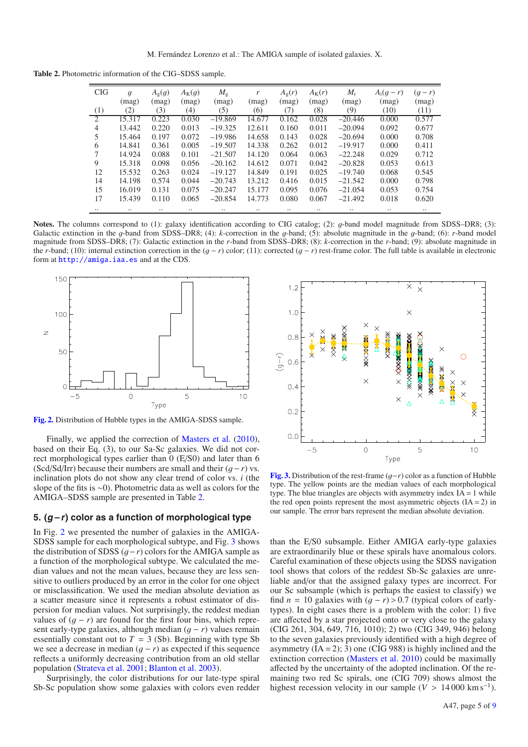**Table 2.** Photometric information of the CIG–SDSS sample.

| CIG | $g$ (mag) | $A_g(g)$ (mag) | $A_K(g)$ (mag) | $M_g$ (mag) | $r$ (mag) | $A_g(r)$ (mag) | $A_K(r)$ (mag) | $M_r$ (mag) | $A_i(g-r)$ (mag) | $(g-r)$ (mag) |
|---|---|---|---|---|---|---|---|---|---|---|
| (1) | (2) | (3) | (4) | (5) | (6) | (7) | (8) | (9) | (10) | (11) |
| 2 | 15.317 | 0.223 | 0.030 | –19.869 | 14.677 | 0.162 | 0.028 | –20.446 | 0.000 | 0.577 |
| 4 | 13.442 | 0.220 | 0.013 | –19.325 | 12.611 | 0.160 | 0.011 | –20.094 | 0.092 | 0.677 |
| 5 | 15.464 | 0.197 | 0.072 | –19.986 | 14.658 | 0.143 | 0.028 | –20.694 | 0.000 | 0.708 |
| 6 | 14.841 | 0.361 | 0.005 | –19.507 | 14.338 | 0.262 | 0.012 | –19.917 | 0.000 | 0.411 |
| 7 | 14.924 | 0.088 | 0.101 | –21.507 | 14.120 | 0.064 | 0.063 | –22.248 | 0.029 | 0.712 |
| 9 | 15.318 | 0.098 | 0.056 | –20.162 | 14.612 | 0.071 | 0.042 | –20.828 | 0.053 | 0.613 |
| 12 | 15.532 | 0.263 | 0.024 | –19.127 | 14.849 | 0.191 | 0.025 | –19.740 | 0.068 | 0.545 |
| 14 | 14.198 | 0.574 | 0.044 | –20.743 | 13.212 | 0.416 | 0.015 | –21.542 | 0.000 | 0.798 |
| 15 | 16.019 | 0.131 | 0.075 | –20.247 | 15.177 | 0.095 | 0.076 | –21.054 | 0.053 | 0.754 |
| 17 | 15.439 | 0.110 | 0.065 | –20.854 | 14.773 | 0.080 | 0.067 | –21.492 | 0.018 | 0.620 |
| .. | .. | .. | .. | .. | .. | .. | .. | .. | .. | .. |

**Notes.** The columns correspond to (1): galaxy identification according to CIG catalog; (2): $g$-band model magnitude from SDSS–DR8; (3): Galactic extinction in the $g$-band from SDSS–DR8; (4): $k$-correction in the $g$-band; (5): absolute magnitude in the $g$-band; (6): $r$-band model magnitude from SDSS–DR8; (7): Galactic extinction in the $r$-band from SDSS–DR8; (8): $k$-correction in the $r$-band; (9): absolute magnitude in the $r$-band; (10): internal extinction correction in the $(g-r)$ color; (11): corrected $(g-r)$ rest-frame color. The full table is available in electronic form at http://amiga.iaa.es and at the CDS.

**Fig. 2.** Distribution of Hubble types in the AMIGA-SDSS sample.

Finally, we applied the correction of Masters et al. (2010), based on their Eq. (3), to our Sa-Sc galaxies. We did not correct morphological types earlier than 0 (E/S0) and later than 6 (Scd/Sd/Irr) because their numbers are small and their $(g-r)$ vs. inclination plots do not show any clear trend of color vs. $i$ (the slope of the fits is ~0). Photometric data as well as colors for the AMIGA–SDSS sample are presented in Table 2.

## 5. $(g-r)$ color as a function of morphological type

In Fig. 2 we presented the number of galaxies in the AMIGA-SDSS sample for each morphological subtype, and Fig. 3 shows the distribution of SDSS $(g-r)$ colors for the AMIGA sample as a function of the morphological subtype. We calculated the median values and not the mean values, because they are less sensitive to outliers produced by an error in the color for one object or misclassification. We used the median absolute deviation as a scatter measure since it represents a robust estimator of dispersion for median values. Not surprisingly, the reddest median values of $(g-r)$ are found for the first four bins, which represent early-type galaxies, although median $(g-r)$ values remain essentially constant out to $T = 3$ (Sb). Beginning with type Sb we see a decrease in median $(g-r)$ as expected if this sequence reflects a uniformly decreasing contribution from an old stellar population (Strateva et al. 2001; Blanton et al. 2003).

Surprisingly, the color distributions for our late-type spiral Sb-Sc population show some galaxies with colors even redder than the E/S0 subsample. Either AMIGA early-type galaxies are extraordinarily blue or these spirals have anomalous colors. Careful examination of these objects using the SDSS navigation tool shows that colors of the reddest Sb-Sc galaxies are unreliable and/or that the assigned galaxy types are incorrect. For our Sc subsample (which is perhaps the easiest to classify) we find $n = 10$ galaxies with $(g-r) > 0.7$ (typical colors of early-types). In eight cases there is a problem with the color: 1) five are affected by a star projected onto or very close to the galaxy (CIG 261, 304, 649, 716, 1010); 2) two (CIG 349, 946) belong to the seven galaxies previously identified with a high degree of asymmetry (IA = 2); 3) one (CIG 988) is highly inclined and the extinction correction (Masters et al. 2010) could be maximally affected by the uncertainty of the adopted inclination. Of the remaining two red Sc spirals, one (CIG 709) shows almost the highest recession velocity in our sample ($V > 14\,000$ km s$^{-1}$).

**Fig. 3.** Distribution of the rest-frame $(g-r)$ color as a function of Hubble type. The yellow points are the median values of each morphological type. The blue triangles are objects with asymmetry index IA = 1 while the red open points represent the most asymmetric objects (IA = 2) in our sample. The error bars represent the median absolute deviation.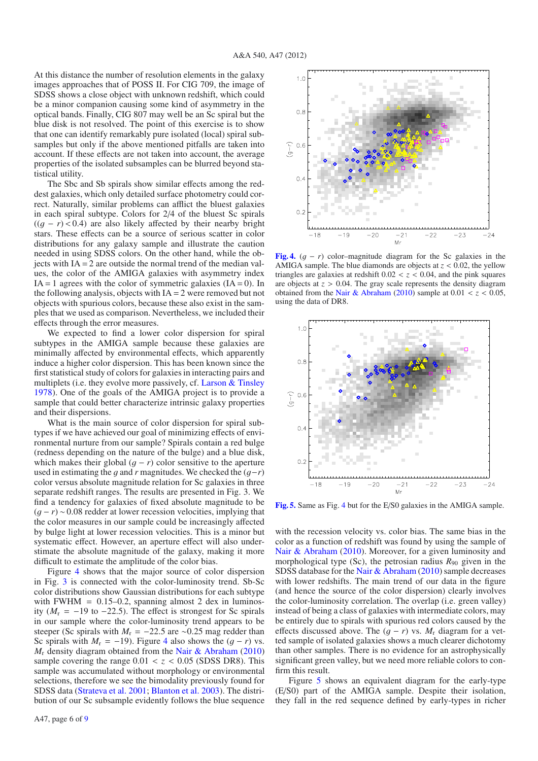At this distance the number of resolution elements in the galaxy images approaches that of POSS II. For CIG 709, the image of SDSS shows a close object with unknown redshift, which could be a minor companion causing some kind of asymmetry in the optical bands. Finally, CIG 807 may well be an Sc spiral but the blue disk is not resolved. The point of this exercise is to show that one can identify remarkably pure isolated (local) spiral subsamples but only if the above mentioned pitfalls are taken into account. If these effects are not taken into account, the average properties of the isolated subsamples can be blurred beyond statistical utility.

The Sbc and Sb spirals show similar effects among the reddest galaxies, which only detailed surface photometry could correct. Naturally, similar problems can afflict the bluest galaxies in each spiral subtype. Colors for 2/4 of the bluest Sc spirals ($(g-r) < 0.4$) are also likely affected by their nearby bright stars. These effects can be a source of serious scatter in color distributions for any galaxy sample and illustrate the caution needed in using SDSS colors. On the other hand, while the objects with IA = 2 are outside the normal trend of the median values, the color of the AMIGA galaxies with asymmetry index IA = 1 agrees with the color of symmetric galaxies (IA = 0). In the following analysis, objects with IA = 2 were removed but not objects with spurious colors, because these also exist in the samples that we used as comparison. Nevertheless, we included their effects through the error measures.

We expected to find a lower color dispersion for spiral subtypes in the AMIGA sample because these galaxies are minimally affected by environmental effects, which apparently induce a higher color dispersion. This has been known since the first statistical study of colors for galaxies in interacting pairs and multiplets (i.e. they evolve more passively, cf. Larson & Tinsley 1978). One of the goals of the AMIGA project is to provide a sample that could better characterize intrinsic galaxy properties and their dispersions.

What is the main source of color dispersion for spiral subtypes if we have achieved our goal of minimizing effects of environmental nurture from our sample? Spirals contain a red bulge (redness depending on the nature of the bulge) and a blue disk, which makes their global $(g-r)$ color sensitive to the aperture used in estimating the $g$ and $r$ magnitudes. We checked the $(g-r)$ color versus absolute magnitude relation for Sc galaxies in three separate redshift ranges. The results are presented in Fig. 3. We find a tendency for galaxies of fixed absolute magnitude to be $(g-r) \sim 0.08$ redder at lower recession velocities, implying that the color measures in our sample could be increasingly affected by bulge light at lower recession velocities. This is a minor but systematic effect. However, an aperture effect will also underestimate the absolute magnitude of the galaxy, making it more difficult to estimate the amplitude of the color bias.

Figure 4 shows that the major source of color dispersion in Fig. 3 is connected with the color-luminosity trend. Sb-Sc color distributions show Gaussian distributions for each subtype with FWHM = 0.15–0.2, spanning almost 2 dex in luminosity ($M_r = -19$ to $-22.5$). The effect is strongest for Sc spirals in our sample where the color-luminosity trend appears to be steeper (Sc spirals with $M_r = -22.5$ are $\sim$0.25 mag redder than Sc spirals with $M_r = -19$). Figure 4 also shows the $(g-r)$ vs. $M_r$ density diagram obtained from the Nair & Abraham (2010) sample covering the range $0.01 < z < 0.05$ (SDSS DR8). This sample was accumulated without morphology or environmental selections, therefore we see the bimodality previously found for SDSS data (Strateva et al. 2001; Blanton et al. 2003). The distribution of our Sc subsample evidently follows the blue sequence with the recession velocity vs. color bias. The same bias in the color as a function of redshift was found by using the sample of Nair & Abraham (2010). Moreover, for a given luminosity and morphological type (Sc), the petrosian radius $R_{90}$ given in the SDSS database for the Nair & Abraham (2010) sample decreases with lower redshifts. The main trend of our data in the figure (and hence the source of the color dispersion) clearly involves the color-luminosity correlation. The overlap (i.e. green valley) instead of being a class of galaxies with intermediate colors, may be entirely due to spirals with spurious red colors caused by the effects discussed above. The $(g-r)$ vs. $M_r$ diagram for a vetted sample of isolated galaxies shows a much clearer dichotomy than other samples. There is no evidence for an astrophysically significant green valley, but we need more reliable colors to confirm this result.

**Fig. 4.** $(g-r)$ color–magnitude diagram for the Sc galaxies in the AMIGA sample. The blue diamonds are objects at $z < 0.02$, the yellow triangles are galaxies at redshift $0.02 < z < 0.04$, and the pink squares are objects at $z > 0.04$. The gray scale represents the density diagram obtained from the Nair & Abraham (2010) sample at $0.01 < z < 0.05$, using the data of DR8.

**Fig. 5.** Same as Fig. 4 but for the E/S0 galaxies in the AMIGA sample.

Figure 5 shows an equivalent diagram for the early-type (E/S0) part of the AMIGA sample. Despite their isolation, they fall in the red sequence defined by early-types in richer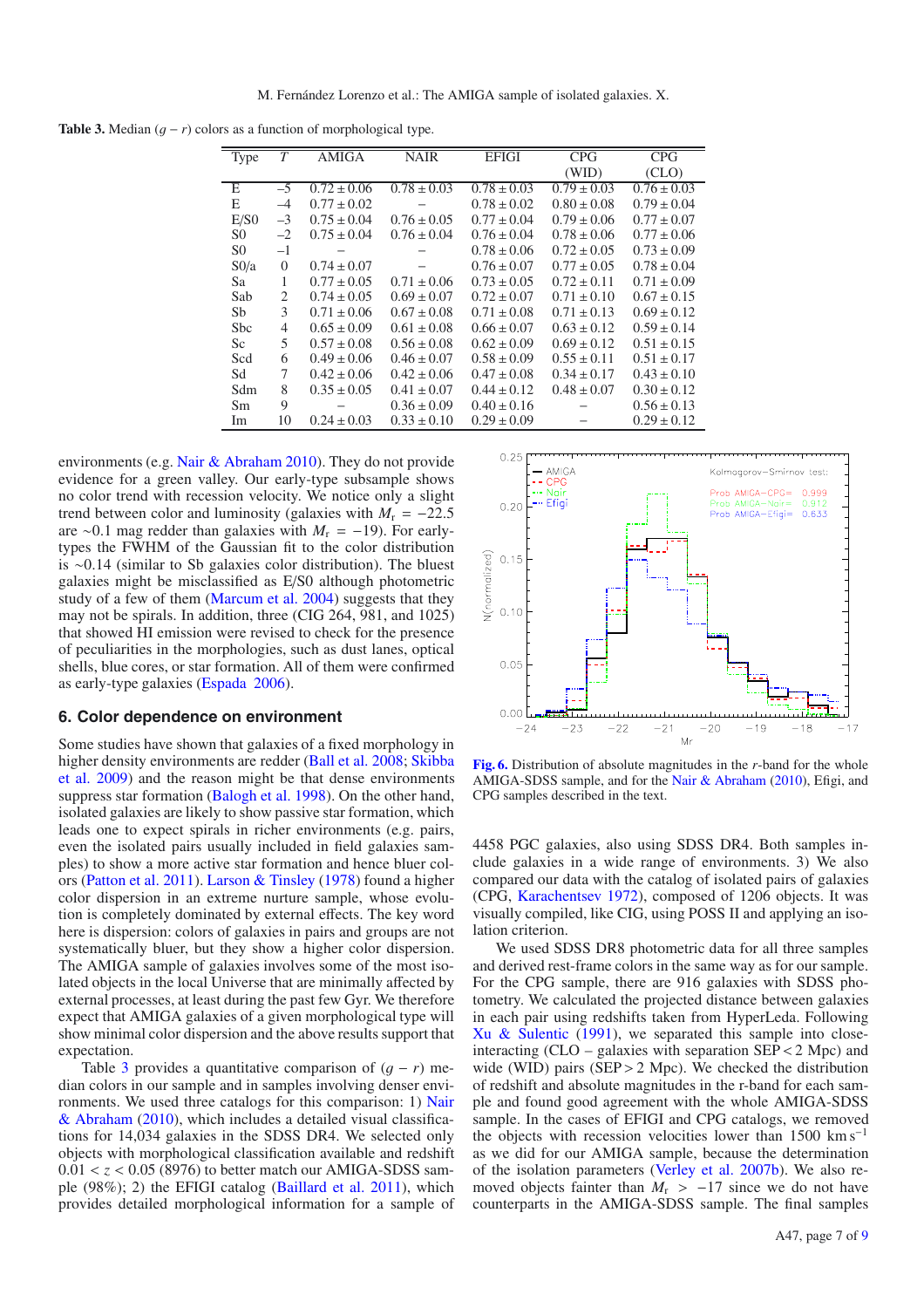**Table 3.** Median $(g-r)$ colors as a function of morphological type.

| Type | $T$ | AMIGA | NAIR | EFIGI | CPG (WID) | CPG (CLO) |
|---|---|---|---|---|---|---|
| E | –5 | $0.72 \pm 0.06$ | $0.78 \pm 0.03$ | $0.78 \pm 0.03$ | $0.79 \pm 0.03$ | $0.76 \pm 0.03$ |
| E | –4 | $0.77 \pm 0.02$ | – | $0.78 \pm 0.02$ | $0.80 \pm 0.08$ | $0.79 \pm 0.04$ |
| E/S0 | –3 | $0.75 \pm 0.04$ | $0.76 \pm 0.05$ | $0.77 \pm 0.04$ | $0.79 \pm 0.06$ | $0.77 \pm 0.07$ |
| S0 | –2 | $0.75 \pm 0.04$ | $0.76 \pm 0.04$ | $0.76 \pm 0.04$ | $0.78 \pm 0.06$ | $0.77 \pm 0.06$ |
| S0 | –1 | – | – | $0.78 \pm 0.06$ | $0.72 \pm 0.05$ | $0.73 \pm 0.09$ |
| S0/a | 0 | $0.74 \pm 0.07$ | – | $0.76 \pm 0.07$ | $0.77 \pm 0.05$ | $0.78 \pm 0.04$ |
| Sa | 1 | $0.77 \pm 0.05$ | $0.71 \pm 0.06$ | $0.73 \pm 0.05$ | $0.72 \pm 0.11$ | $0.71 \pm 0.09$ |
| Sab | 2 | $0.74 \pm 0.05$ | $0.69 \pm 0.07$ | $0.72 \pm 0.07$ | $0.71 \pm 0.10$ | $0.67 \pm 0.15$ |
| Sb | 3 | $0.71 \pm 0.06$ | $0.67 \pm 0.08$ | $0.71 \pm 0.08$ | $0.71 \pm 0.13$ | $0.69 \pm 0.12$ |
| Sbc | 4 | $0.65 \pm 0.09$ | $0.61 \pm 0.08$ | $0.66 \pm 0.07$ | $0.63 \pm 0.12$ | $0.59 \pm 0.14$ |
| Sc | 5 | $0.57 \pm 0.08$ | $0.56 \pm 0.08$ | $0.62 \pm 0.09$ | $0.69 \pm 0.12$ | $0.51 \pm 0.15$ |
| Scd | 6 | $0.49 \pm 0.06$ | $0.46 \pm 0.07$ | $0.58 \pm 0.09$ | $0.55 \pm 0.11$ | $0.51 \pm 0.17$ |
| Sd | 7 | $0.42 \pm 0.06$ | $0.42 \pm 0.06$ | $0.47 \pm 0.08$ | $0.34 \pm 0.17$ | $0.43 \pm 0.10$ |
| Sdm | 8 | $0.35 \pm 0.05$ | $0.41 \pm 0.07$ | $0.44 \pm 0.12$ | $0.48 \pm 0.07$ | $0.30 \pm 0.12$ |
| Sm | 9 | – | $0.36 \pm 0.09$ | $0.40 \pm 0.16$ | – | $0.56 \pm 0.13$ |
| Im | 10 | $0.24 \pm 0.03$ | $0.33 \pm 0.10$ | $0.29 \pm 0.09$ | – | $0.29 \pm 0.12$ |

environments (e.g. Nair & Abraham 2010). They do not provide evidence for a green valley. Our early-type subsample shows no color trend with recession velocity. We notice only a slight trend between color and luminosity (galaxies with $M_r = -22.5$ are ~0.1 mag redder than galaxies with $M_r = -19$). For early-types the FWHM of the Gaussian fit to the color distribution is ~0.14 (similar to Sb galaxies color distribution). The bluest galaxies might be misclassified as E/S0 although photometric study of a few of them (Marcum et al. 2004) suggests that they may not be spirals. In addition, three (CIG 264, 981, and 1025) that showed HI emission were revised to check for the presence of peculiarities in the morphologies, such as dust lanes, optical shells, blue cores, or star formation. All of them were confirmed as early-type galaxies (Espada 2006).

## 6. Color dependence on environment

Some studies have shown that galaxies of a fixed morphology in higher density environments are redder (Ball et al. 2008; Skibba et al. 2009) and the reason might be that dense environments suppress star formation (Balogh et al. 1998). On the other hand, isolated galaxies are likely to show passive star formation, which leads one to expect spirals in richer environments (e.g. pairs, even the isolated pairs usually included in field galaxies samples) to show a more active star formation and hence bluer colors (Patton et al. 2011). Larson & Tinsley (1978) found a higher color dispersion in an extreme nurture sample, whose evolution is completely dominated by external effects. The key word here is dispersion: colors of galaxies in pairs and groups are not systematically bluer, but they show a higher color dispersion. The AMIGA sample of galaxies involves some of the most isolated objects in the local Universe that are minimally affected by external processes, at least during the past few Gyr. We therefore expect that AMIGA galaxies of a given morphological type will show minimal color dispersion and the above results support that expectation.

Table 3 provides a quantitative comparison of $(g-r)$ median colors in our sample and in samples involving denser environments. We used three catalogs for this comparison: 1) Nair & Abraham (2010), which includes a detailed visual classifications for 14,034 galaxies in the SDSS DR4. We selected only objects with morphological classification available and redshift $0.01 < z < 0.05$ (8976) to better match our AMIGA-SDSS sample (98%); 2) the EFIGI catalog (Baillard et al. 2011), which provides detailed morphological information for a sample of 4458 PGC galaxies, also using SDSS DR4. Both samples include galaxies in a wide range of environments. 3) We also compared our data with the catalog of isolated pairs of galaxies (CPG, Karachentsev 1972), composed of 1206 objects. It was visually compiled, like CIG, using POSS II and applying an isolation criterion.

We used SDSS DR8 photometric data for all three samples and derived rest-frame colors in the same way as for our sample. For the CPG sample, there are 916 galaxies with SDSS photometry. We calculated the projected distance between galaxies in each pair using redshifts taken from HyperLeda. Following Xu & Sulentic (1991), we separated this sample into close-interacting (CLO – galaxies with separation SEP < 2 Mpc) and wide (WID) pairs (SEP > 2 Mpc). We checked the distribution of redshift and absolute magnitudes in the r-band for each sample and found good agreement with the whole AMIGA-SDSS sample. In the cases of EFIGI and CPG catalogs, we removed the objects with recession velocities lower than 1500 km s$^{-1}$ as we did for our AMIGA sample, because the determination of the isolation parameters (Verley et al. 2007b). We also removed objects fainter than $M_r > -17$ since we do not have counterparts in the AMIGA-SDSS sample. The final samples

**Fig. 6.** Distribution of absolute magnitudes in the $r$-band for the whole AMIGA-SDSS sample, and for the Nair & Abraham (2010), Efigi, and CPG samples described in the text.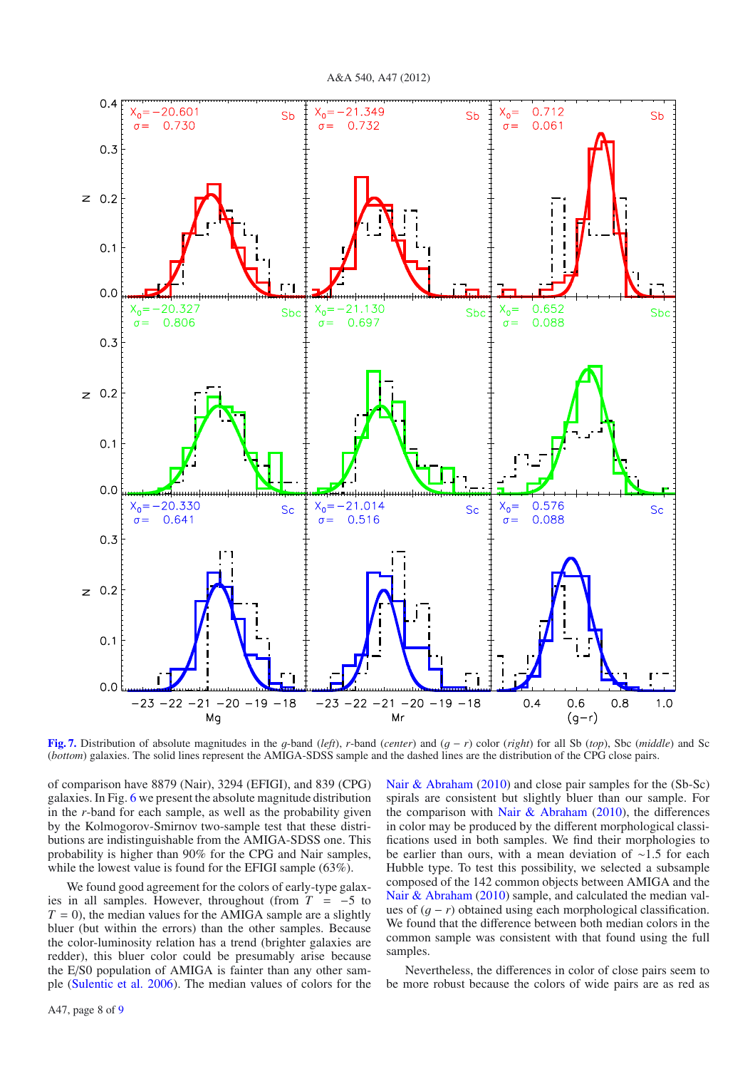**Fig. 7.** Distribution of absolute magnitudes in the $g$-band (*left*), $r$-band (*center*) and $(g-r)$ color (*right*) for all Sb (*top*), Sbc (*middle*) and Sc (*bottom*) galaxies. The solid lines represent the AMIGA-SDSS sample and the dashed lines are the distribution of the CPG close pairs.

of comparison have 8879 (Nair), 3294 (EFIGI), and 839 (CPG) galaxies. In Fig. 6 we present the absolute magnitude distribution in the $r$-band for each sample, as well as the probability given by the Kolmogorov-Smirnov two-sample test that these distributions are indistinguishable from the AMIGA-SDSS one. This probability is higher than 90% for the CPG and Nair samples, while the lowest value is found for the EFIGI sample (63%).

We found good agreement for the colors of early-type galaxies in all samples. However, throughout (from $T = -5$ to $T = 0$), the median values for the AMIGA sample are a slightly bluer (but within the errors) than the other samples. Because the color-luminosity relation has a trend (brighter galaxies are redder), this bluer color could be presumably arise because the E/S0 population of AMIGA is fainter than any other sample (Sulentic et al. 2006). The median values of colors for the Nair & Abraham (2010) and close pair samples for the (Sb-Sc) spirals are consistent but slightly bluer than our sample. For the comparison with Nair & Abraham (2010), the differences in color may be produced by the different morphological classifications used in both samples. We find their morphologies to be earlier than ours, with a mean deviation of ~1.5 for each Hubble type. To test this possibility, we selected a subsample composed of the 142 common objects between AMIGA and the Nair & Abraham (2010) sample, and calculated the median values of $(g-r)$ obtained using each morphological classification. We found that the difference between both median colors in the common sample was consistent with that found using the full samples.

Nevertheless, the differences in color of close pairs seem to be more robust because the colors of wide pairs are as red as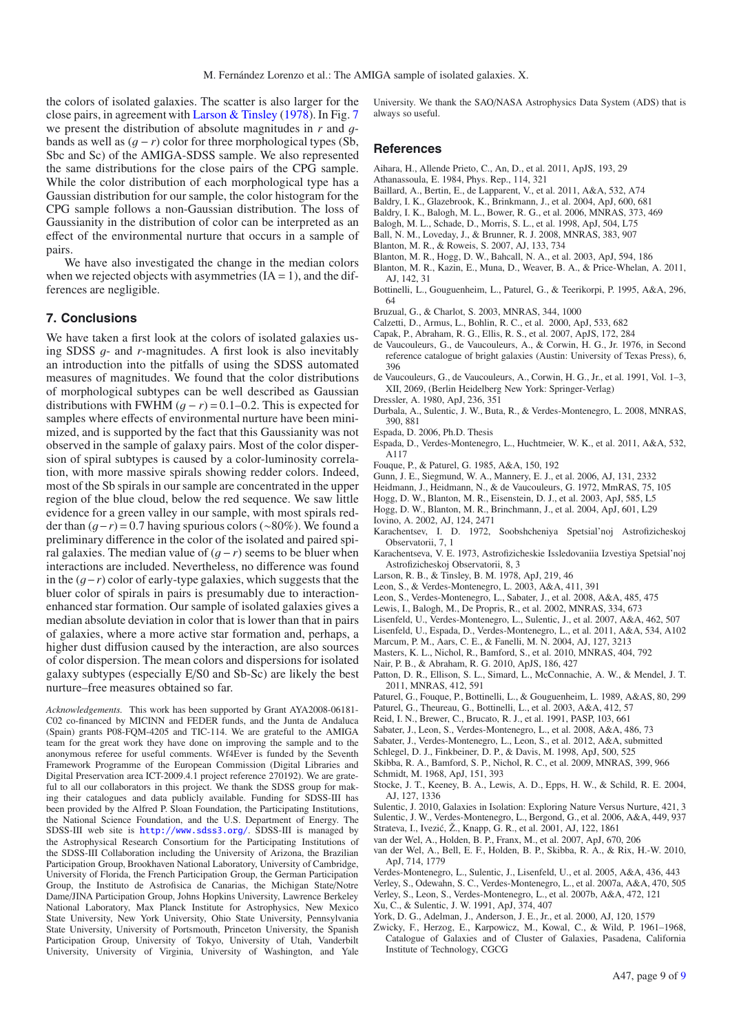the colors of isolated galaxies. The scatter is also larger for the close pairs, in agreement with Larson & Tinsley (1978). In Fig. 7 we present the distribution of absolute magnitudes in $r$ and $g$-bands as well as $(g-r)$ color for three morphological types (Sb, Sbc and Sc) of the AMIGA-SDSS sample. We also represented the same distributions for the close pairs of the CPG sample. While the color distribution of each morphological type has a Gaussian distribution for our sample, the color histogram for the CPG sample follows a non-Gaussian distribution. The loss of Gaussianity in the distribution of color can be interpreted as an effect of the environmental nurture that occurs in a sample of pairs.

We have also investigated the change in the median colors when we rejected objects with asymmetries (IA = 1), and the differences are negligible.

## 7. Conclusions

We have taken a first look at the colors of isolated galaxies using SDSS $g$- and $r$-magnitudes. A first look is also inevitably an introduction into the pitfalls of using the SDSS automated measures of magnitudes. We found that the color distributions of morphological subtypes can be well described as Gaussian distributions with FWHM $(g-r) = 0.1$–$0.2$. This is expected for samples where effects of environmental nurture have been minimized, and is supported by the fact that this Gaussianity was not observed in the sample of galaxy pairs. Most of the color dispersion of spiral subtypes is caused by a color-luminosity correlation, with more massive spirals showing redder colors. Indeed, most of the Sb spirals in our sample are concentrated in the upper region of the blue cloud, below the red sequence. We saw little evidence for a green valley in our sample, with most spirals redder than $(g-r) = 0.7$ having spurious colors (∼80%). We found a preliminary difference in the color of the isolated and paired spiral galaxies. The median value of $(g-r)$ seems to be bluer when interactions are included. Nevertheless, no difference was found in the $(g-r)$ color of early-type galaxies, which suggests that the bluer color of spirals in pairs is presumably due to interaction-enhanced star formation. Our sample of isolated galaxies gives a median absolute deviation in color that is lower than that in pairs of galaxies, where a more active star formation and, perhaps, a higher dust diffusion caused by the interaction, are also sources of color dispersion. The mean colors and dispersions for isolated galaxy subtypes (especially E/S0 and Sb-Sc) are likely the best nurture–free measures obtained so far.

*Acknowledgements.* This work has been supported by Grant AYA2008-06181-C02 co-financed by MICINN and FEDER funds, and the Junta de Andalucía (Spain) grants P08-FQM-4205 and TIC-114. We are grateful to the AMIGA team for the great work they have done on improving the sample and to the anonymous referee for useful comments. Wf4Ever is funded by the Seventh Framework Programme of the European Commission (Digital Libraries and Digital Preservation area ICT-2009.4.1 project reference 270192). We are grateful to all our collaborators in this project. We thank the SDSS group for making their catalogues and data publicly available. Funding for SDSS-III has been provided by the Alfred P. Sloan Foundation, the Participating Institutions, the National Science Foundation, and the U.S. Department of Energy. The SDSS-III web site is http://www.sdss3.org/. SDSS-III is managed by the Astrophysical Research Consortium for the Participating Institutions of the SDSS-III Collaboration including the University of Arizona, the Brazilian Participation Group, Brookhaven National Laboratory, University of Cambridge, University of Florida, the French Participation Group, the German Participation Group, the Instituto de Astrofisica de Canarias, the Michigan State/Notre Dame/JINA Participation Group, Johns Hopkins University, Lawrence Berkeley National Laboratory, Max Planck Institute for Astrophysics, New Mexico State University, New York University, Ohio State University, Pennsylvania State University, University of Portsmouth, Princeton University, the Spanish Participation Group, University of Tokyo, University of Utah, Vanderbilt University, University of Virginia, University of Washington, and Yale University. We thank the SAO/NASA Astrophysics Data System (ADS) that is always so useful.

## References

- Aihara, H., Allende Prieto, C., An, D., et al. 2011, ApJS, 193, 29
- Athanassoula, E. 1984, Phys. Rep., 114, 321
- Baillard, A., Bertin, E., de Lapparent, V., et al. 2011, A&A, 532, A74
- Baldry, I. K., Glazebrook, K., Brinkmann, J., et al. 2004, ApJ, 600, 681
- Baldry, I. K., Balogh, M. L., Bower, R. G., et al. 2006, MNRAS, 373, 469
- Balogh, M. L., Schade, D., Morris, S. L., et al. 1998, ApJ, 504, L75
- Ball, N. M., Loveday, J., & Brunner, R. J. 2008, MNRAS, 383, 907
- Blanton, M. R., & Roweis, S. 2007, AJ, 133, 734
- Blanton, M. R., Hogg, D. W., Bahcall, N. A., et al. 2003, ApJ, 594, 186
- Blanton, M. R., Kazin, E., Muna, D., Weaver, B. A., & Price-Whelan, A. 2011, AJ, 142, 31
- Bottinelli, L., Gouguenheim, L., Paturel, G., & Teerikorpi, P. 1995, A&A, 296, 64
- Bruzual, G., & Charlot, S. 2003, MNRAS, 344, 1000
- Calzetti, D., Armus, L., Bohlin, R. C., et al. 2000, ApJ, 533, 682
- Capak, P., Abraham, R. G., Ellis, R. S., et al. 2007, ApJS, 172, 284
- de Vaucouleurs, G., de Vaucouleurs, A., & Corwin, H. G., Jr. 1976, in Second reference catalogue of bright galaxies (Austin: University of Texas Press), 6, 396
- de Vaucouleurs, G., de Vaucouleurs, A., Corwin, H. G., Jr., et al. 1991, Vol. 1–3, XII, 2069, (Berlin Heidelberg New York: Springer-Verlag)
- Dressler, A. 1980, ApJ, 236, 351
- Durbala, A., Sulentic, J. W., Buta, R., & Verdes-Montenegro, L. 2008, MNRAS, 390, 881
- Espada, D. 2006, Ph.D. Thesis
- Espada, D., Verdes-Montenegro, L., Huchtmeier, W. K., et al. 2011, A&A, 532, A117
- Fouque, P., & Paturel, G. 1985, A&A, 150, 192
- Gunn, J. E., Siegmund, W. A., Mannery, E. J., et al. 2006, AJ, 131, 2332
- Heidmann, J., Heidmann, N., & de Vaucouleurs, G. 1972, MmRAS, 75, 105
- Hogg, D. W., Blanton, M. R., Eisenstein, D. J., et al. 2003, ApJ, 585, L5
- Hogg, D. W., Blanton, M. R., Brinchmann, J., et al. 2004, ApJ, 601, L29
- Iovino, A. 2002, AJ, 124, 2471
- Karachentsev, I. D. 1972, Soobshcheniya Spetsial'noj Astrofizicheskoj Observatorii, 7, 1
- Karachentseva, V. E. 1973, Astrofizicheskie Issledovaniia Izvestiya Spetsial'noj Astrofizicheskoj Observatorii, 8, 3
- Larson, R. B., & Tinsley, B. M. 1978, ApJ, 219, 46
- Leon, S., & Verdes-Montenegro, L. 2003, A&A, 411, 391
- Leon, S., Verdes-Montenegro, L., Sabater, J., et al. 2008, A&A, 485, 475
- Lewis, I., Balogh, M., De Propris, R., et al. 2002, MNRAS, 334, 673
- Lisenfeld, U., Verdes-Montenegro, L., Sulentic, J., et al. 2007, A&A, 462, 507
- Lisenfeld, U., Espada, D., Verdes-Montenegro, L., et al. 2011, A&A, 534, A102
- Marcum, P. M., Aars, C. E., & Fanelli, M. N. 2004, AJ, 127, 3213
- Masters, K. L., Nichol, R., Bamford, S., et al. 2010, MNRAS, 404, 792
- Nair, P. B., & Abraham, R. G. 2010, ApJS, 186, 427
- Patton, D. R., Ellison, S. L., Simard, L., McConnachie, A. W., & Mendel, J. T. 2011, MNRAS, 412, 591
- Paturel, G., Fouque, P., Bottinelli, L., & Gouguenheim, L. 1989, A&AS, 80, 299
- Paturel, G., Theureau, G., Bottinelli, L., et al. 2003, A&A, 412, 57
- Reid, I. N., Brewer, C., Brucato, R. J., et al. 1991, PASP, 103, 661
- Sabater, J., Leon, S., Verdes-Montenegro, L., et al. 2008, A&A, 486, 73
- Sabater, J., Verdes-Montenegro, L., Leon, S., et al. 2012, A&A, submitted
- Schlegel, D. J., Finkbeiner, D. P., & Davis, M. 1998, ApJ, 500, 525
- Skibba, R. A., Bamford, S. P., Nichol, R. C., et al. 2009, MNRAS, 399, 966
- Schmidt, M. 1968, ApJ, 151, 393
- Stocke, J. T., Keeney, B. A., Lewis, A. D., Epps, H. W., & Schild, R. E. 2004, AJ, 127, 1336
- Sulentic, J. 2010, Galaxies in Isolation: Exploring Nature Versus Nurture, 421, 3
- Sulentic, J. W., Verdes-Montenegro, L., Bergond, G., et al. 2006, A&A, 449, 937
- Strateva, I., Ivezić, Ž., Knapp, G. R., et al. 2001, AJ, 122, 1861
- van der Wel, A., Holden, B. P., Franx, M., et al. 2007, ApJ, 670, 206
- van der Wel, A., Bell, E. F., Holden, B. P., Skibba, R. A., & Rix, H.-W. 2010, ApJ, 714, 1779
- Verdes-Montenegro, L., Sulentic, J., Lisenfeld, U., et al. 2005, A&A, 436, 443
- Verley, S., Odewahn, S. C., Verdes-Montenegro, L., et al. 2007a, A&A, 470, 505
- Verley, S., Leon, S., Verdes-Montenegro, L., et al. 2007b, A&A, 472, 121
- Xu, C., & Sulentic, J. W. 1991, ApJ, 374, 407
- York, D. G., Adelman, J., Anderson, J. E., Jr., et al. 2000, AJ, 120, 1579
- Zwicky, F., Herzog, E., Karpowicz, M., Kowal, C., & Wild, P. 1961–1968, Catalogue of Galaxies and of Cluster of Galaxies, Pasadena, California Institute of Technology, CGCG